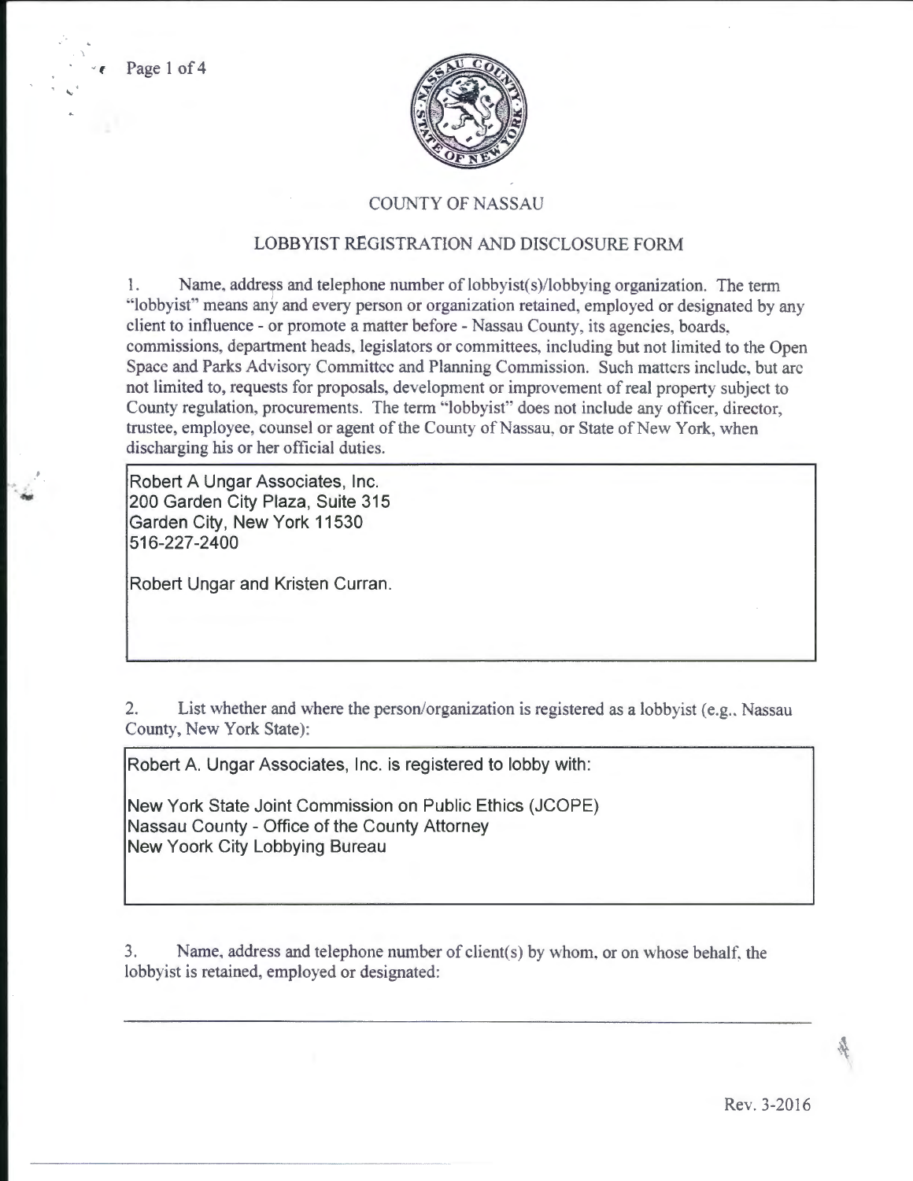# COUNTY OF NASSAU

## LOBBYIST REGISTRATION AND DISCLOSURE FORM

1. Name, address and telephone number of lobbyist(s)/lobbying organization. The term "lobbyist" means any and every person or organization retained, employed or designated by any client to influence - or promote a matter before - Nassau County, its agencies, boards, commissions, department heads, legislators or committees, including but not limited to the Open Space and Parks Advisory Committee and Planning Commission. Such matters include, but are not limited to, requests for proposals, development or improvement of real property subject to County regulation, procurements. The term "lobbyist" does not include any officer, director, trustee, employee, counsel or agent of the County of Nassau, or State of New York, when discharging his or her official duties.

Robert A Ungar Associates, Inc.
200 Garden City Plaza, Suite 315
Garden City, New York 11530
516-227-2400

Robert Ungar and Kristen Curran.

2. List whether and where the person/organization is registered as a lobbyist (e.g., Nassau County, New York State):

Robert A. Ungar Associates, Inc. is registered to lobby with:

New York State Joint Commission on Public Ethics (JCOPE)
Nassau County - Office of the County Attorney
New Yoork City Lobbying Bureau

3. Name, address and telephone number of client(s) by whom, or on whose behalf, the lobbyist is retained, employed or designated:

Rev. 3-2016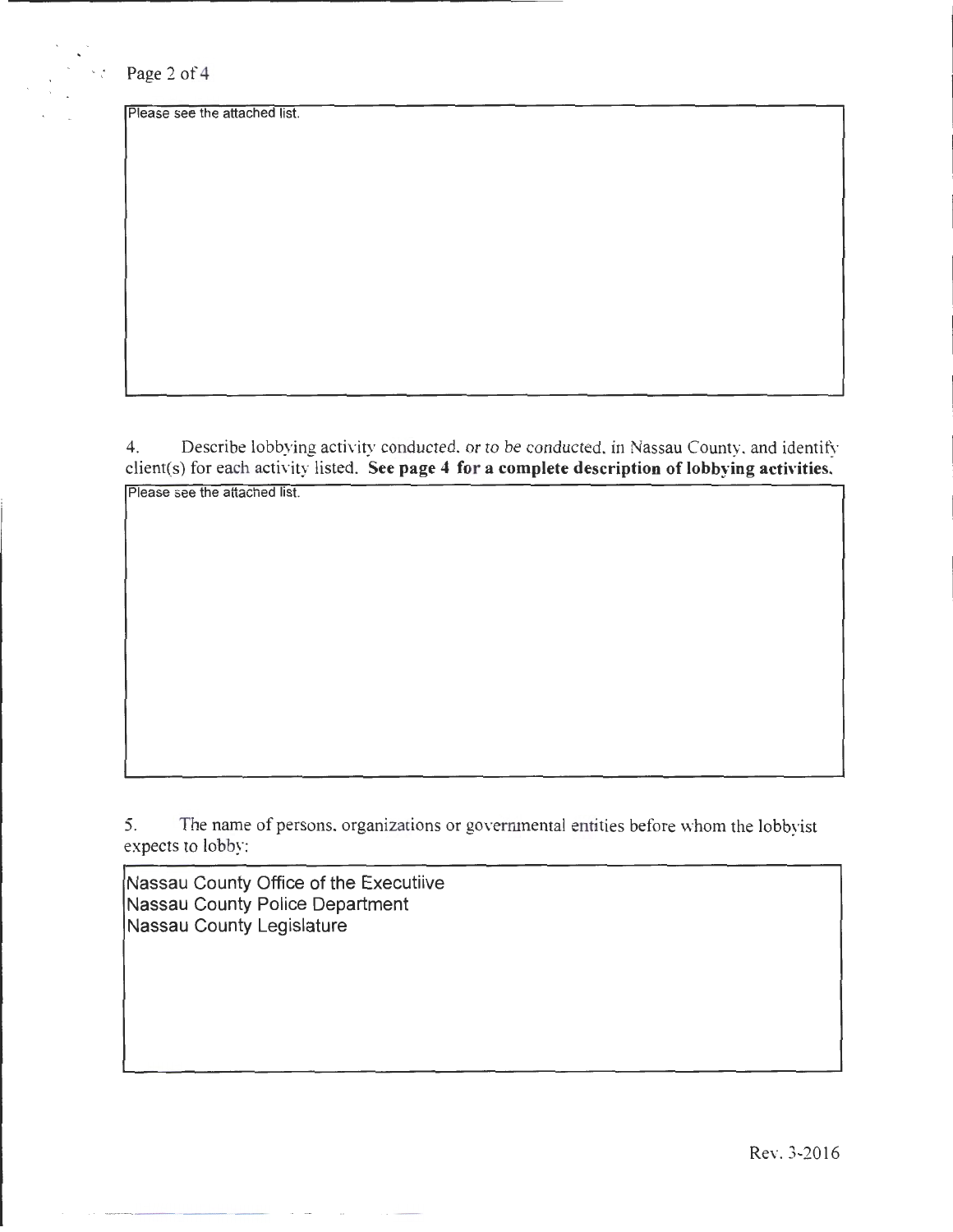Please see the attached list.

4. Describe lobbying activity conducted, or to be conducted, in Nassau County, and identify client(s) for each activity listed. **See page 4 for a complete description of lobbying activities.**

Please see the attached list.

5. The name of persons, organizations or governmental entities before whom the lobbyist expects to lobby:

Nassau County Office of the Executiive
Nassau County Police Department
Nassau County Legislature

Rev. 3-2016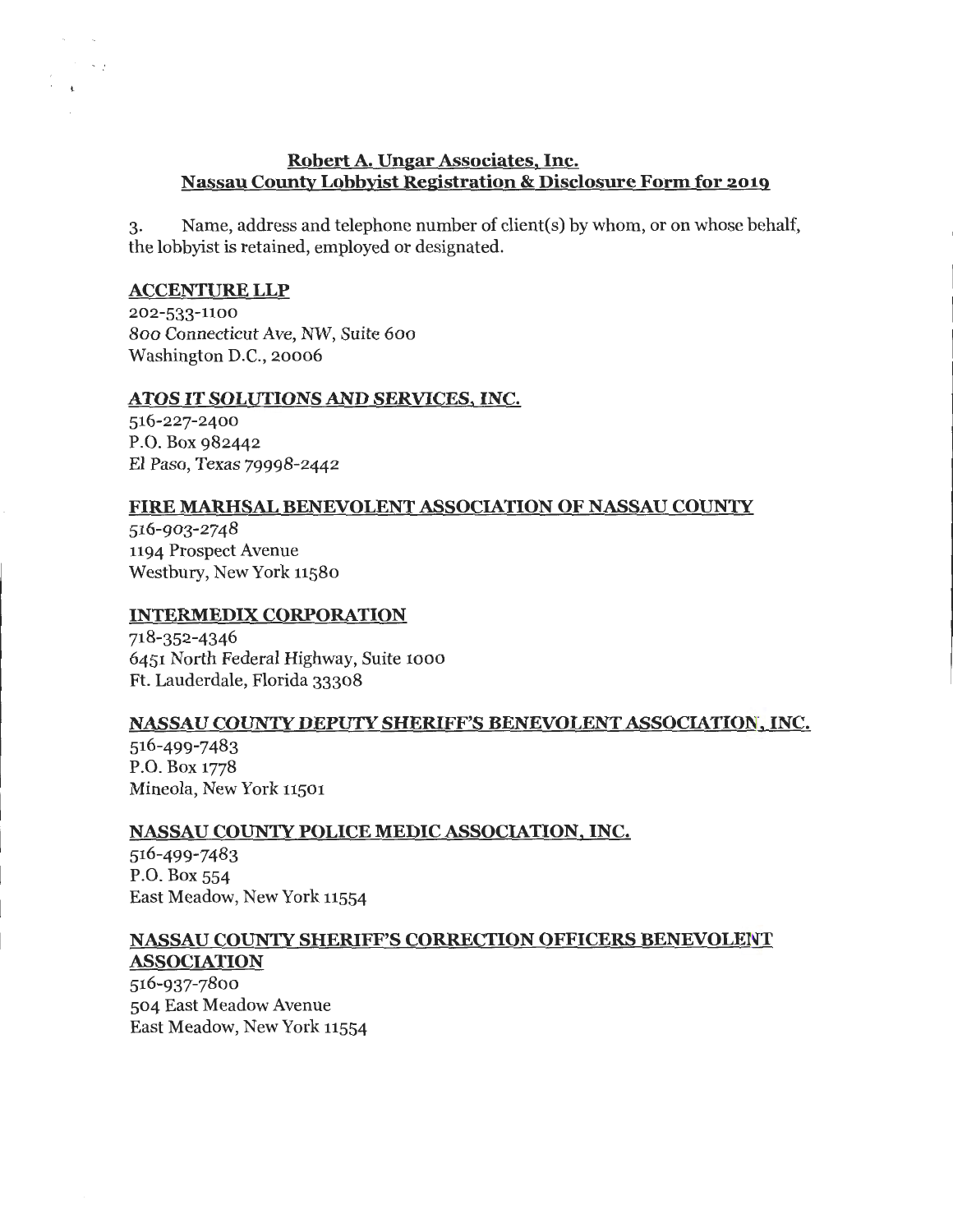**Robert A. Ungar Associates, Inc.**
**Nassau County Lobbyist Registration & Disclosure Form for 2019**

3. Name, address and telephone number of client(s) by whom, or on whose behalf, the lobbyist is retained, employed or designated.

**ACCENTURE LLP**
202-533-1100
800 Connecticut Ave, NW, Suite 600
Washington D.C., 20006

**ATOS IT SOLUTIONS AND SERVICES, INC.**
516-227-2400
P.O. Box 982442
El Paso, Texas 79998-2442

**FIRE MARHSAL BENEVOLENT ASSOCIATION OF NASSAU COUNTY**
516-903-2748
1194 Prospect Avenue
Westbury, New York 11580

**INTERMEDIX CORPORATION**
718-352-4346
6451 North Federal Highway, Suite 1000
Ft. Lauderdale, Florida 33308

**NASSAU COUNTY DEPUTY SHERIFF'S BENEVOLENT ASSOCIATION, INC.**
516-499-7483
P.O. Box 1778
Mineola, New York 11501

**NASSAU COUNTY POLICE MEDIC ASSOCIATION, INC.**
516-499-7483
P.O. Box 554
East Meadow, New York 11554

**NASSAU COUNTY SHERIFF'S CORRECTION OFFICERS BENEVOLENT ASSOCIATION**
516-937-7800
504 East Meadow Avenue
East Meadow, New York 11554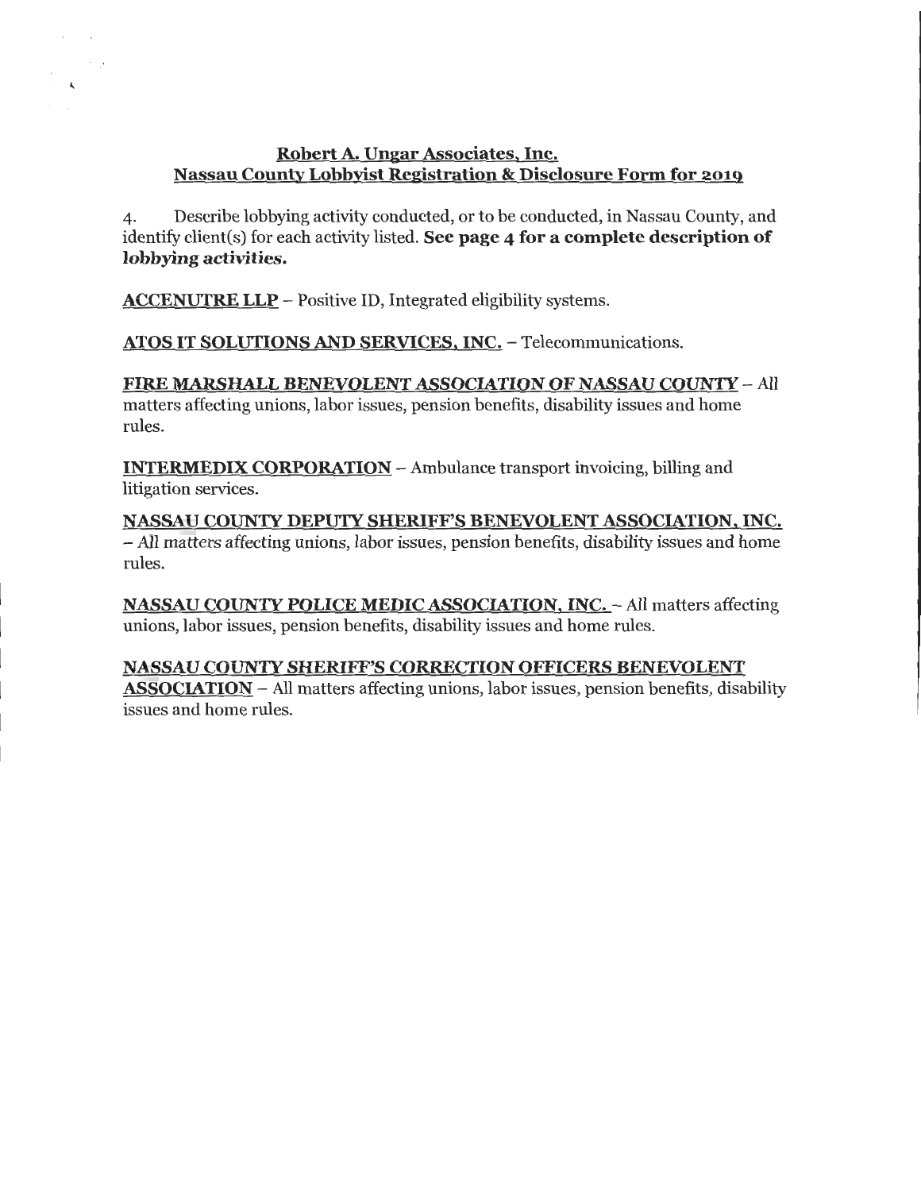**Robert A. Ungar Associates, Inc.**
**Nassau County Lobbyist Registration & Disclosure Form for 2019**

4. Describe lobbying activity conducted, or to be conducted, in Nassau County, and identify client(s) for each activity listed. **See page 4 for a complete description of lobbying activities.**

**ACCENUTRE LLP** – Positive ID, Integrated eligibility systems.

**ATOS IT SOLUTIONS AND SERVICES, INC.** – Telecommunications.

**FIRE MARSHALL BENEVOLENT ASSOCIATION OF NASSAU COUNTY** – All matters affecting unions, labor issues, pension benefits, disability issues and home rules.

**INTERMEDIX CORPORATION** – Ambulance transport invoicing, billing and litigation services.

**NASSAU COUNTY DEPUTY SHERIFF'S BENEVOLENT ASSOCIATION, INC.** – All matters affecting unions, labor issues, pension benefits, disability issues and home rules.

**NASSAU COUNTY POLICE MEDIC ASSOCIATION, INC.** – All matters affecting unions, labor issues, pension benefits, disability issues and home rules.

**NASSAU COUNTY SHERIFF'S CORRECTION OFFICERS BENEVOLENT ASSOCIATION** – All matters affecting unions, labor issues, pension benefits, disability issues and home rules.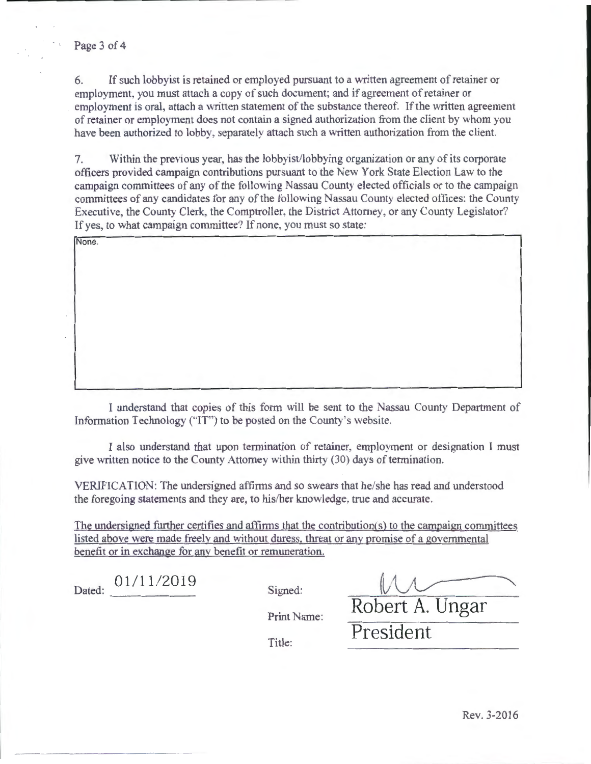6. If such lobbyist is retained or employed pursuant to a written agreement of retainer or employment, you must attach a copy of such document; and if agreement of retainer or employment is oral, attach a written statement of the substance thereof. If the written agreement of retainer or employment does not contain a signed authorization from the client by whom you have been authorized to lobby, separately attach such a written authorization from the client.

7. Within the previous year, has the lobbyist/lobbying organization or any of its corporate officers provided campaign contributions pursuant to the New York State Election Law to the campaign committees of any of the following Nassau County elected officials or to the campaign committees of any candidates for any of the following Nassau County elected offices: the County Executive, the County Clerk, the Comptroller, the District Attorney, or any County Legislator? If yes, to what campaign committee? If none, you must so state:

None.

I understand that copies of this form will be sent to the Nassau County Department of Information Technology ("IT") to be posted on the County's website.

I also understand that upon termination of retainer, employment or designation I must give written notice to the County Attorney within thirty (30) days of termination.

VERIFICATION: The undersigned affirms and so swears that he/she has read and understood the foregoing statements and they are, to his/her knowledge, true and accurate.

The undersigned further certifies and affirms that the contribution(s) to the campaign committees listed above were made freely and without duress, threat or any promise of a governmental benefit or in exchange for any benefit or remuneration.

Dated: 01/11/2019

Signed:

Print Name: Robert A. Ungar

Title: President

Rev. 3-2016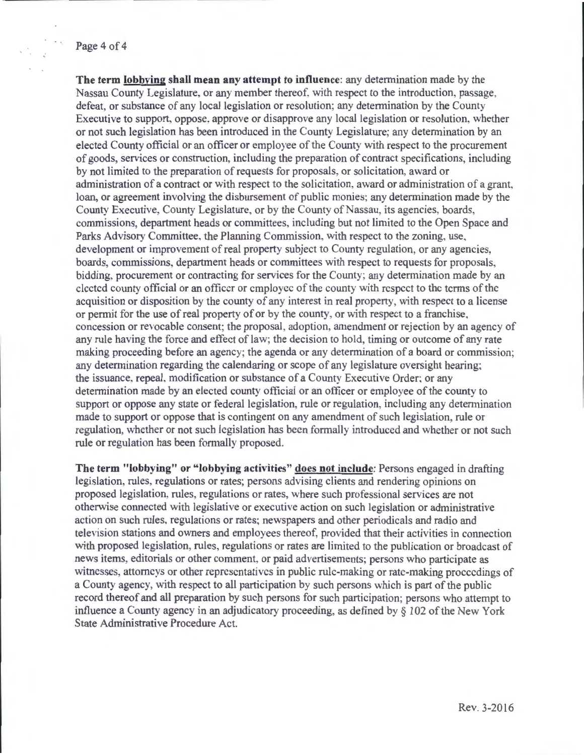**The term <u>lobbying</u> shall mean any attempt to influence**: any determination made by the Nassau County Legislature, or any member thereof, with respect to the introduction, passage, defeat, or substance of any local legislation or resolution; any determination by the County Executive to support, oppose, approve or disapprove any local legislation or resolution, whether or not such legislation has been introduced in the County Legislature; any determination by an elected County official or an officer or employee of the County with respect to the procurement of goods, services or construction, including the preparation of contract specifications, including by not limited to the preparation of requests for proposals, or solicitation, award or administration of a contract or with respect to the solicitation, award or administration of a grant, loan, or agreement involving the disbursement of public monies; any determination made by the County Executive, County Legislature, or by the County of Nassau, its agencies, boards, commissions, department heads or committees, including but not limited to the Open Space and Parks Advisory Committee, the Planning Commission, with respect to the zoning, use, development or improvement of real property subject to County regulation, or any agencies, boards, commissions, department heads or committees with respect to requests for proposals, bidding, procurement or contracting for services for the County; any determination made by an elected county official or an officer or employee of the county with respect to the terms of the acquisition or disposition by the county of any interest in real property, with respect to a license or permit for the use of real property of or by the county, or with respect to a franchise, concession or revocable consent; the proposal, adoption, amendment or rejection by an agency of any rule having the force and effect of law; the decision to hold, timing or outcome of any rate making proceeding before an agency; the agenda or any determination of a board or commission; any determination regarding the calendaring or scope of any legislature oversight hearing; the issuance, repeal, modification or substance of a County Executive Order; or any determination made by an elected county official or an officer or employee of the county to support or oppose any state or federal legislation, rule or regulation, including any determination made to support or oppose that is contingent on any amendment of such legislation, rule or regulation, whether or not such legislation has been formally introduced and whether or not such rule or regulation has been formally proposed.

**The term "lobbying" or "lobbying activities" <u>does not include</u>**: Persons engaged in drafting legislation, rules, regulations or rates; persons advising clients and rendering opinions on proposed legislation, rules, regulations or rates, where such professional services are not otherwise connected with legislative or executive action on such legislation or administrative action on such rules, regulations or rates; newspapers and other periodicals and radio and television stations and owners and employees thereof, provided that their activities in connection with proposed legislation, rules, regulations or rates are limited to the publication or broadcast of news items, editorials or other comment, or paid advertisements; persons who participate as witnesses, attorneys or other representatives in public rule-making or rate-making proceedings of a County agency, with respect to all participation by such persons which is part of the public record thereof and all preparation by such persons for such participation; persons who attempt to influence a County agency in an adjudicatory proceeding, as defined by § 102 of the New York State Administrative Procedure Act.

Rev. 3-2016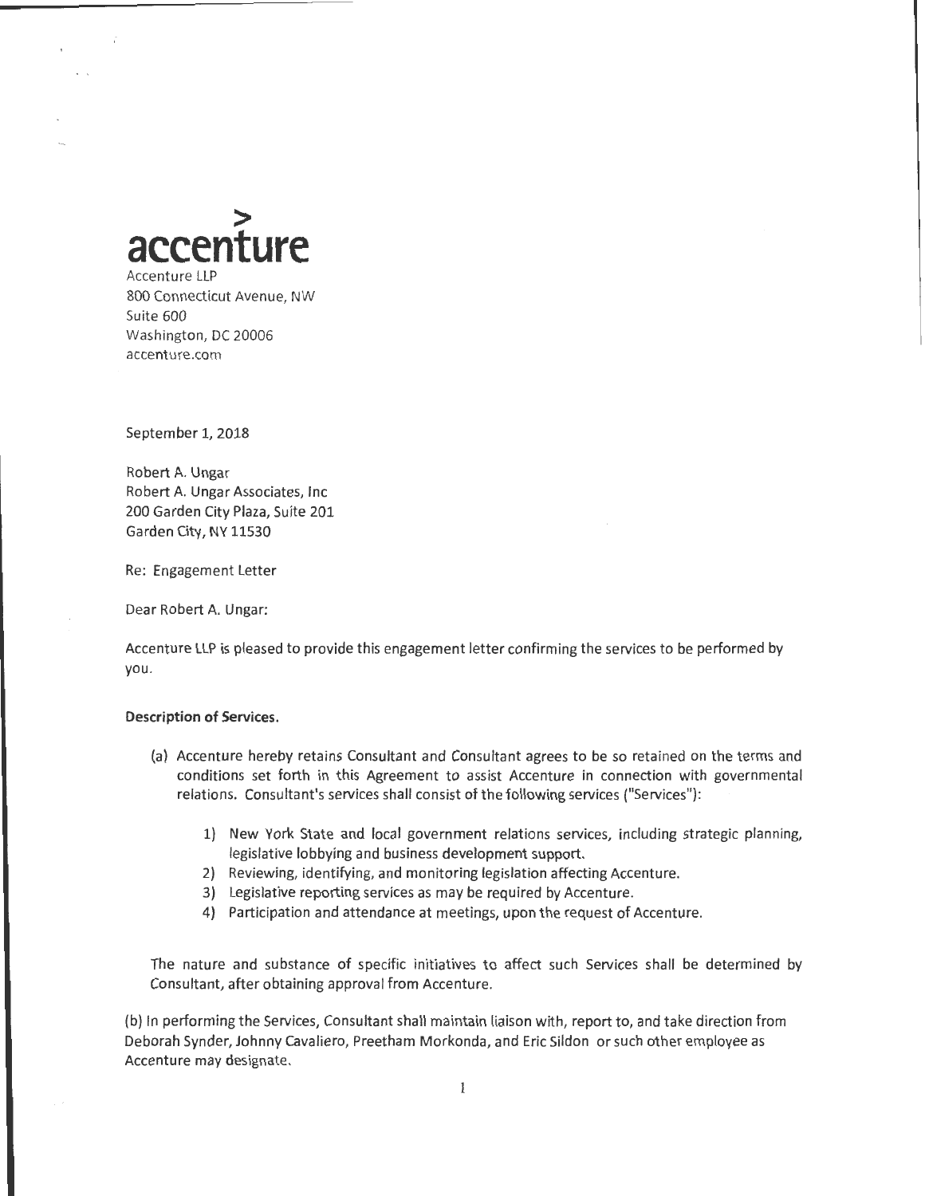**accenture**

Accenture LLP
800 Connecticut Avenue, NW
Suite 600
Washington, DC 20006
accenture.com

September 1, 2018

Robert A. Ungar
Robert A. Ungar Associates, Inc
200 Garden City Plaza, Suite 201
Garden City, NY 11530

Re: Engagement Letter

Dear Robert A. Ungar:

Accenture LLP is pleased to provide this engagement letter confirming the services to be performed by you.

**Description of Services.**

(a) Accenture hereby retains Consultant and Consultant agrees to be so retained on the terms and conditions set forth in this Agreement to assist Accenture in connection with governmental relations. Consultant's services shall consist of the following services ("Services"):

1) New York State and local government relations services, including strategic planning, legislative lobbying and business development support.
2) Reviewing, identifying, and monitoring legislation affecting Accenture.
3) Legislative reporting services as may be required by Accenture.
4) Participation and attendance at meetings, upon the request of Accenture.

The nature and substance of specific initiatives to affect such Services shall be determined by Consultant, after obtaining approval from Accenture.

(b) In performing the Services, Consultant shall maintain liaison with, report to, and take direction from Deborah Synder, Johnny Cavaliero, Preetham Morkonda, and Eric Sildon or such other employee as Accenture may designate.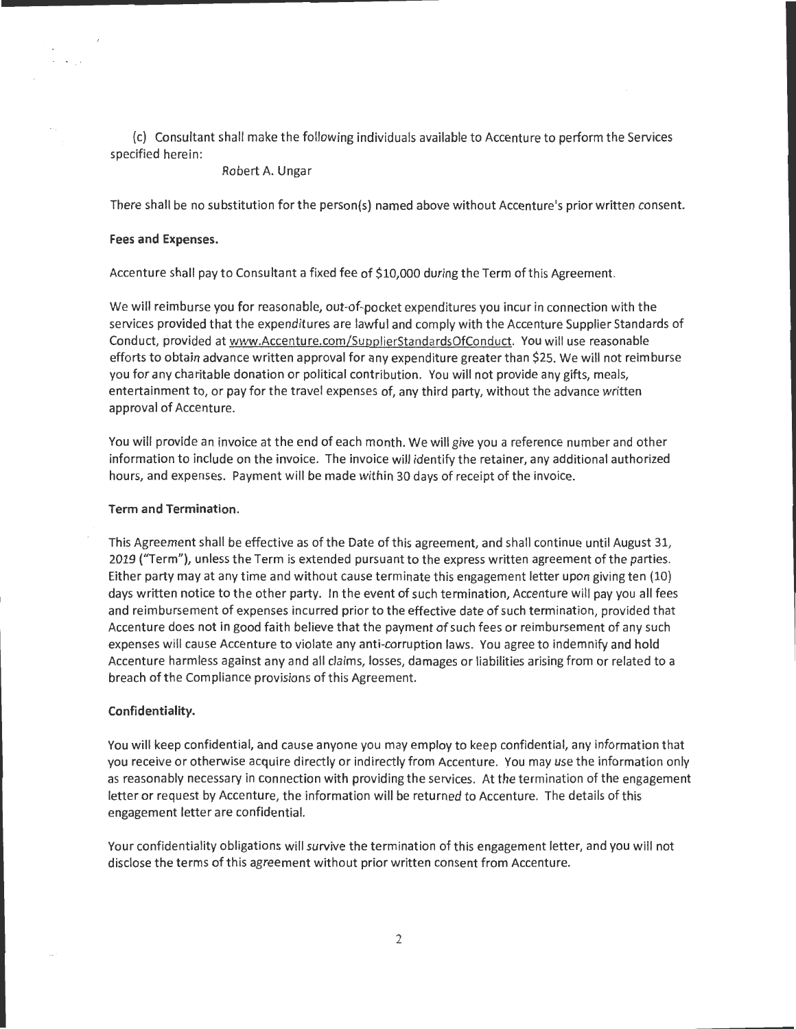(c) Consultant shall make the following individuals available to Accenture to perform the Services specified herein:

Robert A. Ungar

There shall be no substitution for the person(s) named above without Accenture's prior written consent.

**Fees and Expenses.**

Accenture shall pay to Consultant a fixed fee of $10,000 during the Term of this Agreement.

We will reimburse you for reasonable, out-of-pocket expenditures you incur in connection with the services provided that the expenditures are lawful and comply with the Accenture Supplier Standards of Conduct, provided at www.Accenture.com/SupplierStandardsOfConduct. You will use reasonable efforts to obtain advance written approval for any expenditure greater than $25. We will not reimburse you for any charitable donation or political contribution. You will not provide any gifts, meals, entertainment to, or pay for the travel expenses of, any third party, without the advance written approval of Accenture.

You will provide an invoice at the end of each month. We will give you a reference number and other information to include on the invoice. The invoice will identify the retainer, any additional authorized hours, and expenses. Payment will be made within 30 days of receipt of the invoice.

**Term and Termination.**

This Agreement shall be effective as of the Date of this agreement, and shall continue until August 31, 2019 ("Term"), unless the Term is extended pursuant to the express written agreement of the parties. Either party may at any time and without cause terminate this engagement letter upon giving ten (10) days written notice to the other party. In the event of such termination, Accenture will pay you all fees and reimbursement of expenses incurred prior to the effective date of such termination, provided that Accenture does not in good faith believe that the payment of such fees or reimbursement of any such expenses will cause Accenture to violate any anti-corruption laws. You agree to indemnify and hold Accenture harmless against any and all claims, losses, damages or liabilities arising from or related to a breach of the Compliance provisions of this Agreement.

**Confidentiality.**

You will keep confidential, and cause anyone you may employ to keep confidential, any information that you receive or otherwise acquire directly or indirectly from Accenture. You may use the information only as reasonably necessary in connection with providing the services. At the termination of the engagement letter or request by Accenture, the information will be returned to Accenture. The details of this engagement letter are confidential.

Your confidentiality obligations will survive the termination of this engagement letter, and you will not disclose the terms of this agreement without prior written consent from Accenture.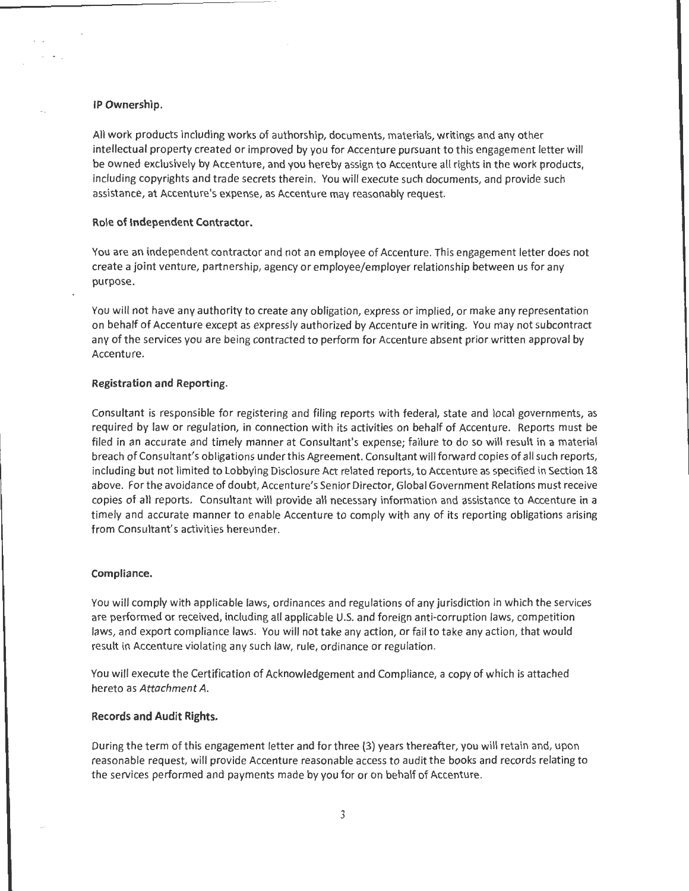**IP Ownership.**

All work products including works of authorship, documents, materials, writings and any other intellectual property created or improved by you for Accenture pursuant to this engagement letter will be owned exclusively by Accenture, and you hereby assign to Accenture all rights in the work products, including copyrights and trade secrets therein. You will execute such documents, and provide such assistance, at Accenture's expense, as Accenture may reasonably request.

**Role of Independent Contractor.**

You are an independent contractor and not an employee of Accenture. This engagement letter does not create a joint venture, partnership, agency or employee/employer relationship between us for any purpose.

You will not have any authority to create any obligation, express or implied, or make any representation on behalf of Accenture except as expressly authorized by Accenture in writing. You may not subcontract any of the services you are being contracted to perform for Accenture absent prior written approval by Accenture.

**Registration and Reporting.**

Consultant is responsible for registering and filing reports with federal, state and local governments, as required by law or regulation, in connection with its activities on behalf of Accenture. Reports must be filed in an accurate and timely manner at Consultant's expense; failure to do so will result in a material breach of Consultant's obligations under this Agreement. Consultant will forward copies of all such reports, including but not limited to Lobbying Disclosure Act related reports, to Accenture as specified in Section 18 above. For the avoidance of doubt, Accenture's Senior Director, Global Government Relations must receive copies of all reports. Consultant will provide all necessary information and assistance to Accenture in a timely and accurate manner to enable Accenture to comply with any of its reporting obligations arising from Consultant's activities hereunder.

**Compliance.**

You will comply with applicable laws, ordinances and regulations of any jurisdiction in which the services are performed or received, including all applicable U.S. and foreign anti-corruption laws, competition laws, and export compliance laws. You will not take any action, or fail to take any action, that would result in Accenture violating any such law, rule, ordinance or regulation.

You will execute the Certification of Acknowledgement and Compliance, a copy of which is attached hereto as *Attachment A*.

**Records and Audit Rights.**

During the term of this engagement letter and for three (3) years thereafter, you will retain and, upon reasonable request, will provide Accenture reasonable access to audit the books and records relating to the services performed and payments made by you for or on behalf of Accenture.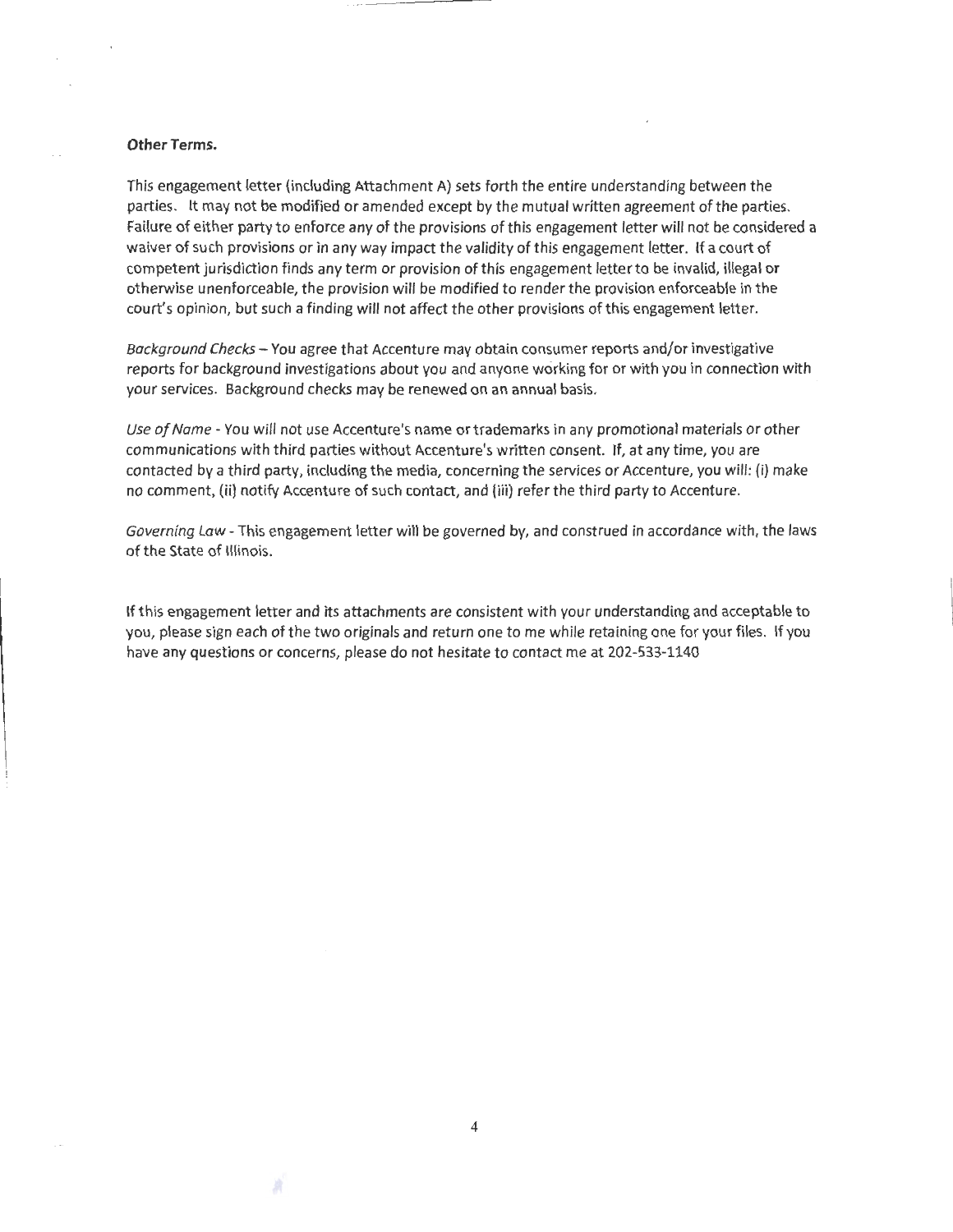**Other Terms.**

This engagement letter (including Attachment A) sets forth the entire understanding between the parties. It may not be modified or amended except by the mutual written agreement of the parties. Failure of either party to enforce any of the provisions of this engagement letter will not be considered a waiver of such provisions or in any way impact the validity of this engagement letter. If a court of competent jurisdiction finds any term or provision of this engagement letter to be invalid, illegal or otherwise unenforceable, the provision will be modified to render the provision enforceable in the court's opinion, but such a finding will not affect the other provisions of this engagement letter.

*Background Checks* – You agree that Accenture may obtain consumer reports and/or investigative reports for background investigations about you and anyone working for or with you in connection with your services. Background checks may be renewed on an annual basis.

*Use of Name* - You will not use Accenture's name or trademarks in any promotional materials or other communications with third parties without Accenture's written consent. If, at any time, you are contacted by a third party, including the media, concerning the services or Accenture, you will: (i) make no comment, (ii) notify Accenture of such contact, and (iii) refer the third party to Accenture.

*Governing Law* - This engagement letter will be governed by, and construed in accordance with, the laws of the State of Illinois.

If this engagement letter and its attachments are consistent with your understanding and acceptable to you, please sign each of the two originals and return one to me while retaining one for your files. If you have any questions or concerns, please do not hesitate to contact me at 202-533-1140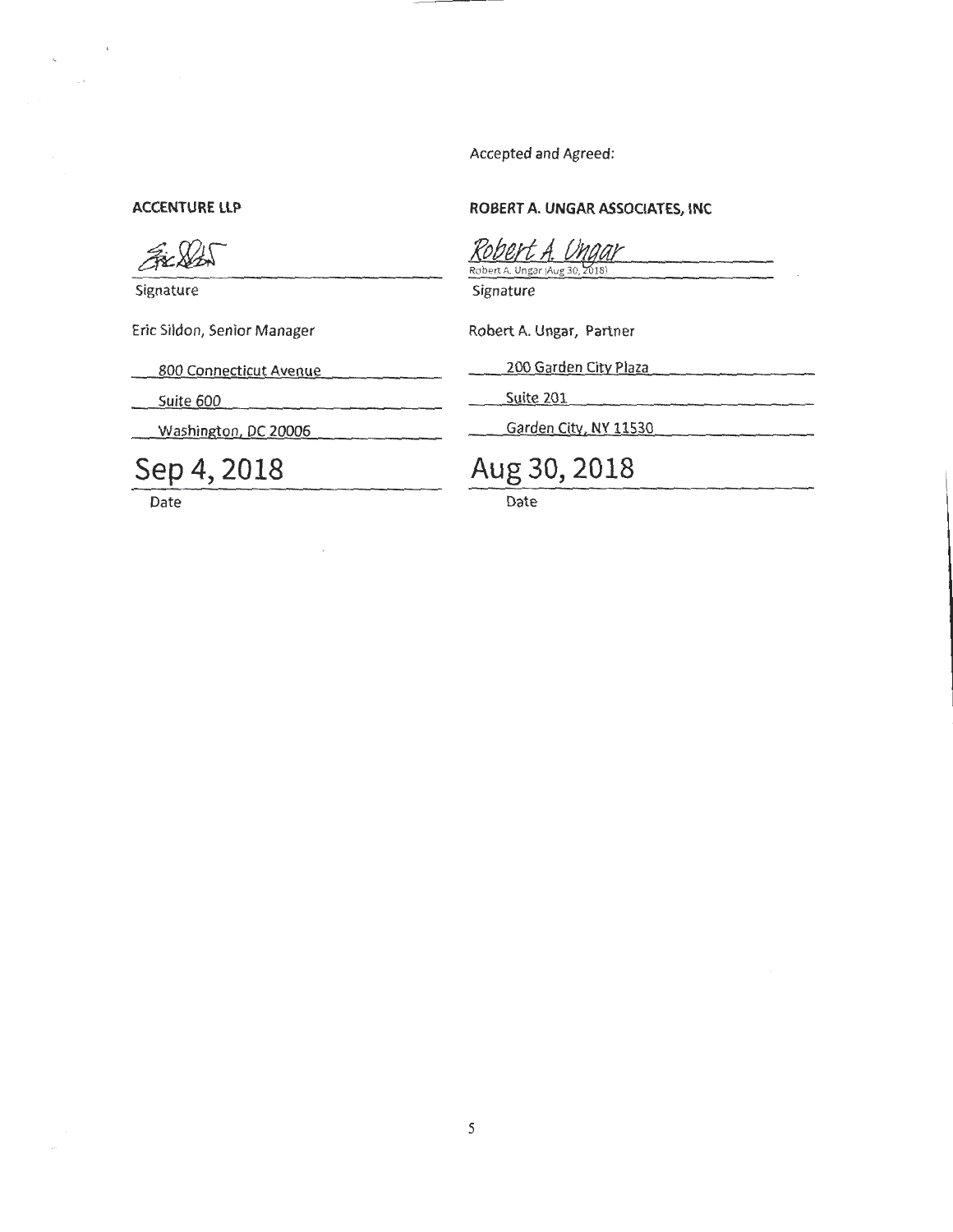Accepted and Agreed:

| | |
|---|---|
| **ACCENTURE LLP** | **ROBERT A. UNGAR ASSOCIATES, INC** |
| | *Robert A. Ungar* Robert A. Ungar (Aug 30, 2018) |
| Signature | Signature |
| Eric Sildon, Senior Manager | Robert A. Ungar, Partner |
| 800 Connecticut Avenue | 200 Garden City Plaza |
| Suite 600 | Suite 201 |
| Washington, DC 20006 | Garden City, NY 11530 |
| Sep 4, 2018 | Aug 30, 2018 |
| Date | Date |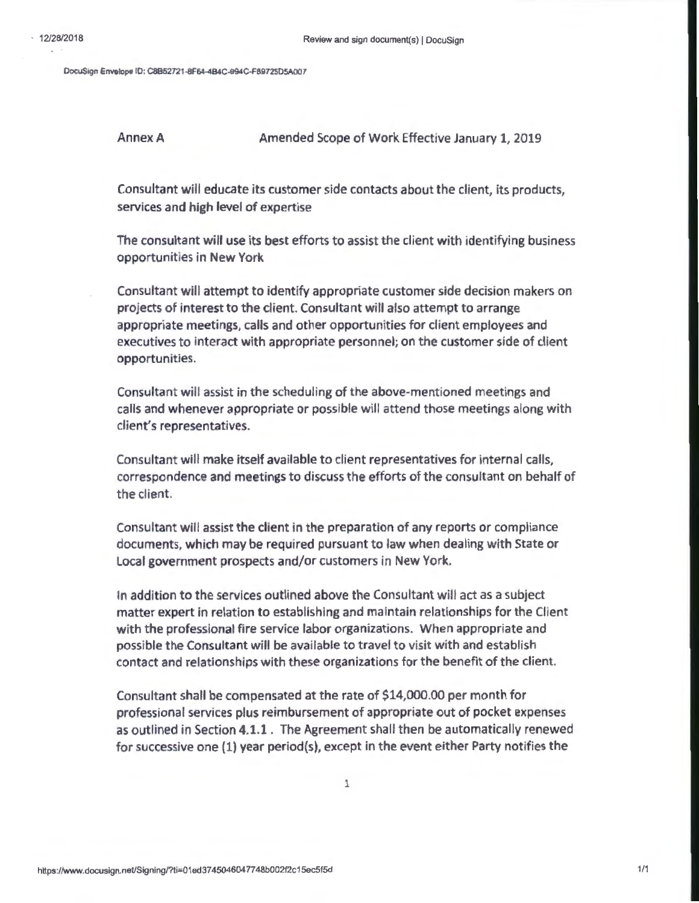DocuSign Envelope ID: C8B52721-8F64-4B4C-994C-F89725D5A007

Annex A Amended Scope of Work Effective January 1, 2019

Consultant will educate its customer side contacts about the client, its products, services and high level of expertise

The consultant will use its best efforts to assist the client with identifying business opportunities in New York

Consultant will attempt to identify appropriate customer side decision makers on projects of interest to the client. Consultant will also attempt to arrange appropriate meetings, calls and other opportunities for client employees and executives to interact with appropriate personnel; on the customer side of client opportunities.

Consultant will assist in the scheduling of the above-mentioned meetings and calls and whenever appropriate or possible will attend those meetings along with client's representatives.

Consultant will make itself available to client representatives for internal calls, correspondence and meetings to discuss the efforts of the consultant on behalf of the client.

Consultant will assist the client in the preparation of any reports or compliance documents, which may be required pursuant to law when dealing with State or Local government prospects and/or customers in New York.

In addition to the services outlined above the Consultant will act as a subject matter expert in relation to establishing and maintain relationships for the Client with the professional fire service labor organizations. When appropriate and possible the Consultant will be available to travel to visit with and establish contact and relationships with these organizations for the benefit of the client.

Consultant shall be compensated at the rate of $14,000.00 per month for professional services plus reimbursement of appropriate out of pocket expenses as outlined in Section 4.1.1 . The Agreement shall then be automatically renewed for successive one (1) year period(s), except in the event either Party notifies the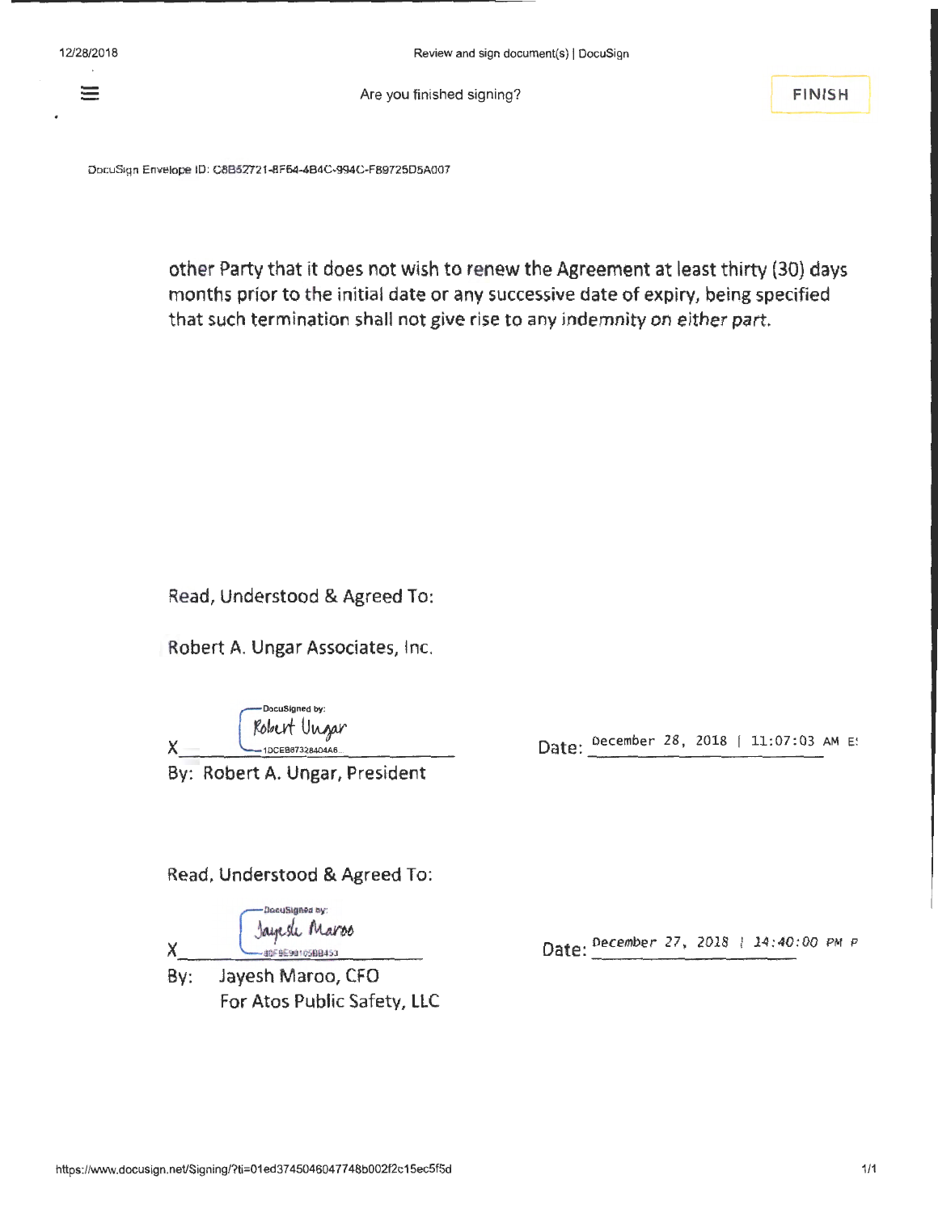DocuSign Envelope ID: C8B52721-8F64-4B4C-994C-F89725D5A007

other Party that it does not wish to renew the Agreement at least thirty (30) days months prior to the initial date or any successive date of expiry, being specified that such termination shall not give rise to any indemnity on either part.

Read, Understood & Agreed To:

Robert A. Ungar Associates, Inc.

X DocuSigned by: Robert Ungar 1DCEB87328404A6... Date: December 28, 2018 | 11:07:03 AM E

By: Robert A. Ungar, President

Read, Understood & Agreed To:

X DocuSigned by: Jayesh Maroo 80F8E98105BB453 Date: December 27, 2018 | 14:40:00 PM P

By: Jayesh Maroo, CFO
For Atos Public Safety, LLC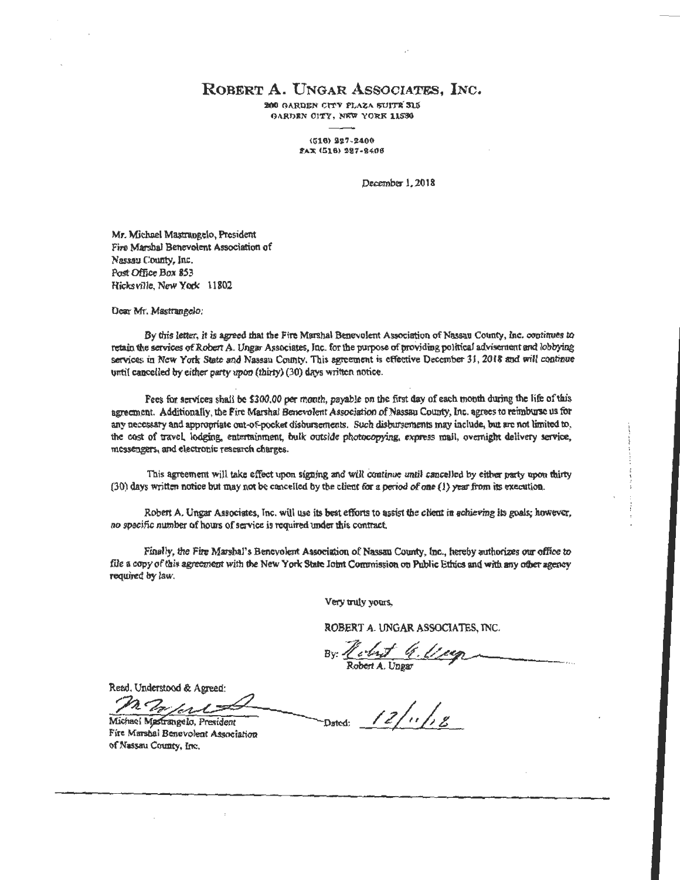# Robert A. Ungar Associates, Inc.

200 GARDEN CITY PLAZA SUITE 315
GARDEN CITY, NEW YORK 11530

(516) 227-2400
FAX (516) 227-2406

December 1, 2018

Mr. Michael Mastrangelo, President
Fire Marshal Benevolent Association of
Nassau County, Inc.
Post Office Box 853
Hicksville, New York 11802

Dear Mr. Mastrangelo:

By this letter, it is agreed that the Fire Marshal Benevolent Association of Nassau County, Inc. continues to retain the services of Robert A. Ungar Associates, Inc. for the purpose of providing political advisement and lobbying services in New York State and Nassau County. This agreement is effective December 31, 2018 and will continue until cancelled by either party upon (thirty) (30) days written notice.

Fees for services shall be $300.00 per month, payable on the first day of each month during the life of this agreement. Additionally, the Fire Marshal Benevolent Association of Nassau County, Inc. agrees to reimburse us for any necessary and appropriate out-of-pocket disbursements. Such disbursements may include, but are not limited to, the cost of travel, lodging, entertainment, bulk outside photocopying, express mail, overnight delivery service, messengers, and electronic research charges.

This agreement will take effect upon signing and will continue until cancelled by either party upon thirty (30) days written notice but may not be cancelled by the client for a period of one (1) year from its execution.

Robert A. Ungar Associates, Inc. will use its best efforts to assist the client in achieving its goals; however, no specific number of hours of service is required under this contract.

Finally, the Fire Marshal's Benevolent Association of Nassau County, Inc., hereby authorizes our office to file a copy of this agreement with the New York State Joint Commission on Public Ethics and with any other agency required by law.

Very truly yours,

ROBERT A. UNGAR ASSOCIATES, INC.

By: *Robert A. Ungar*
Robert A. Ungar

Read, Understood & Agreed:

*M. Mastrangelo*
Michael Mastrangelo, President
Fire Marshal Benevolent Association
of Nassau County, Inc.

Dated: 12/11/18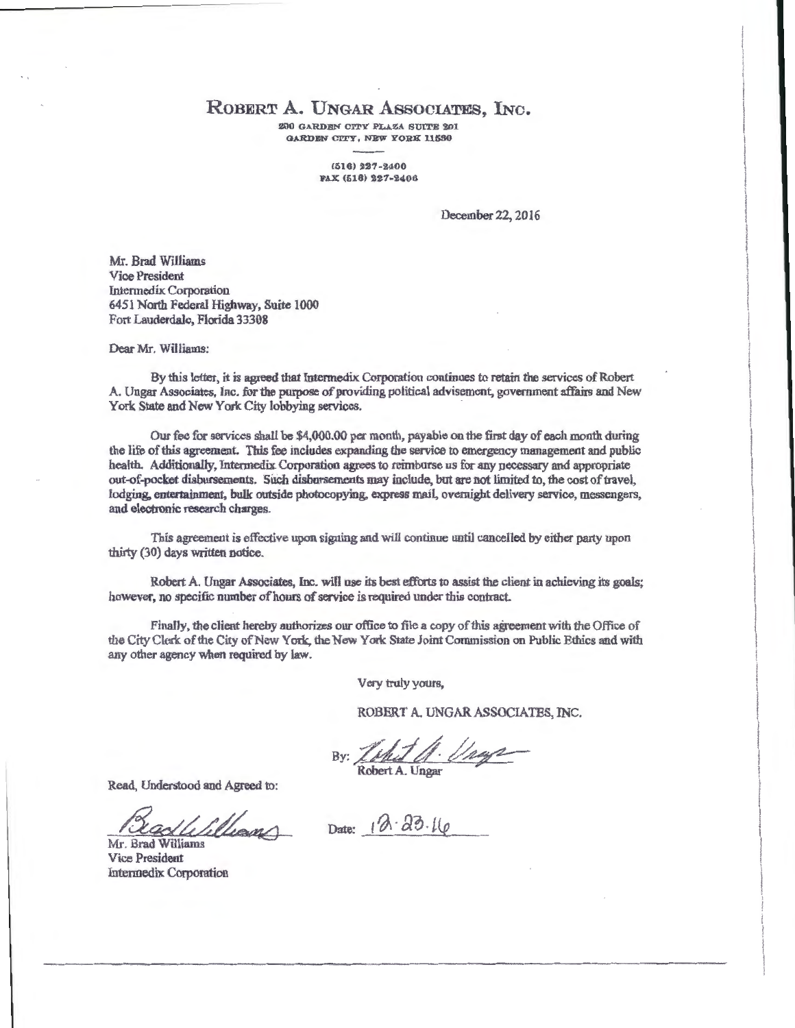# ROBERT A. UNGAR ASSOCIATES, INC.

200 GARDEN CITY PLAZA SUITE 201
GARDEN CITY, NEW YORK 11530

(516) 227-2400
FAX (516) 227-2406

December 22, 2016

Mr. Brad Williams
Vice President
Intermedix Corporation
6451 North Federal Highway, Suite 1000
Fort Lauderdale, Florida 33308

Dear Mr. Williams:

By this letter, it is agreed that Intermedix Corporation continues to retain the services of Robert A. Ungar Associates, Inc. for the purpose of providing political advisement, government affairs and New York State and New York City lobbying services.

Our fee for services shall be $4,000.00 per month, payable on the first day of each month during the life of this agreement. This fee includes expanding the service to emergency management and public health. Additionally, Intermedix Corporation agrees to reimburse us for any necessary and appropriate out-of-pocket disbursements. Such disbursements may include, but are not limited to, the cost of travel, lodging, entertainment, bulk outside photocopying, express mail, overnight delivery service, messengers, and electronic research charges.

This agreement is effective upon signing and will continue until cancelled by either party upon thirty (30) days written notice.

Robert A. Ungar Associates, Inc. will use its best efforts to assist the client in achieving its goals; however, no specific number of hours of service is required under this contract.

Finally, the client hereby authorizes our office to file a copy of this agreement with the Office of the City Clerk of the City of New York, the New York State Joint Commission on Public Ethics and with any other agency when required by law.

Very truly yours,

ROBERT A. UNGAR ASSOCIATES, INC.

By: *Robert A. Ungar* (signature)
Robert A. Ungar

Read, Understood and Agreed to:

*Brad Williams* (signature)
Mr. Brad Williams
Vice President
Intermedix Corporation

Date: 12.23.16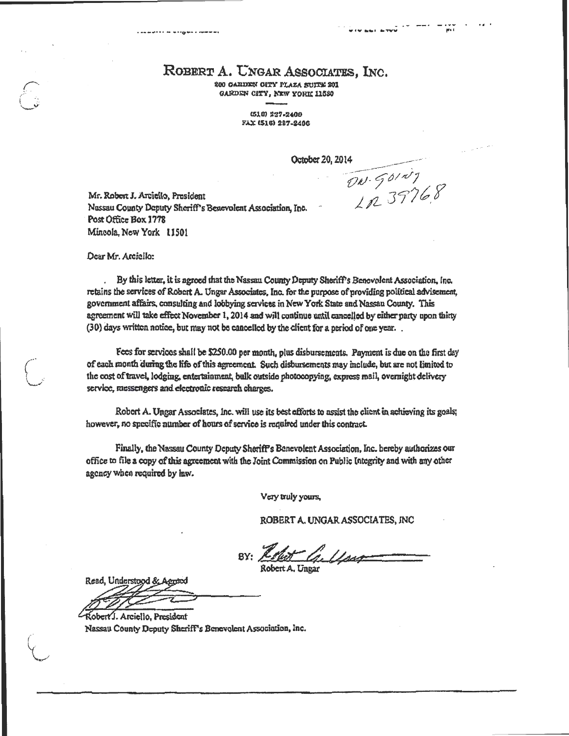# ROBERT A. UNGAR ASSOCIATES, INC.

200 GARDEN CITY PLAZA SUITE 201
GARDEN CITY, NEW YORK 11530

(516) 227-2400
FAX (516) 227-2406

October 20, 2014

ON-GOING
LR 39768

Mr. Robert J. Arciello, President
Nassau County Deputy Sheriff's Benevolent Association, Inc.
Post Office Box 1778
Mineola, New York 11501

Dear Mr. Arciello:

By this letter, it is agreed that the Nassau County Deputy Sheriff's Benevolent Association, Inc. retains the services of Robert A. Ungar Associates, Inc. for the purpose of providing political advisement, government affairs, consulting and lobbying services in New York State and Nassau County. This agreement will take effect November 1, 2014 and will continue until cancelled by either party upon thirty (30) days written notice, but may not be cancelled by the client for a period of one year.

Fees for services shall be $250.00 per month, plus disbursements. Payment is due on the first day of each month during the life of this agreement. Such disbursements may include, but are not limited to the cost of travel, lodging, entertainment, bulk outside photocopying, express mail, overnight delivery service, messengers and electronic research charges.

Robert A. Ungar Associates, Inc. will use its best efforts to assist the client in achieving its goals; however, no specific number of hours of service is required under this contract.

Finally, the Nassau County Deputy Sheriff's Benevolent Association, Inc. hereby authorizes our office to file a copy of this agreement with the Joint Commission on Public Integrity and with any other agency when required by law.

Very truly yours,

ROBERT A. UNGAR ASSOCIATES, INC

BY: 
Robert A. Ungar

Read, Understood & Agreed

Robert J. Arciello, President
Nassau County Deputy Sheriff's Benevolent Association, Inc.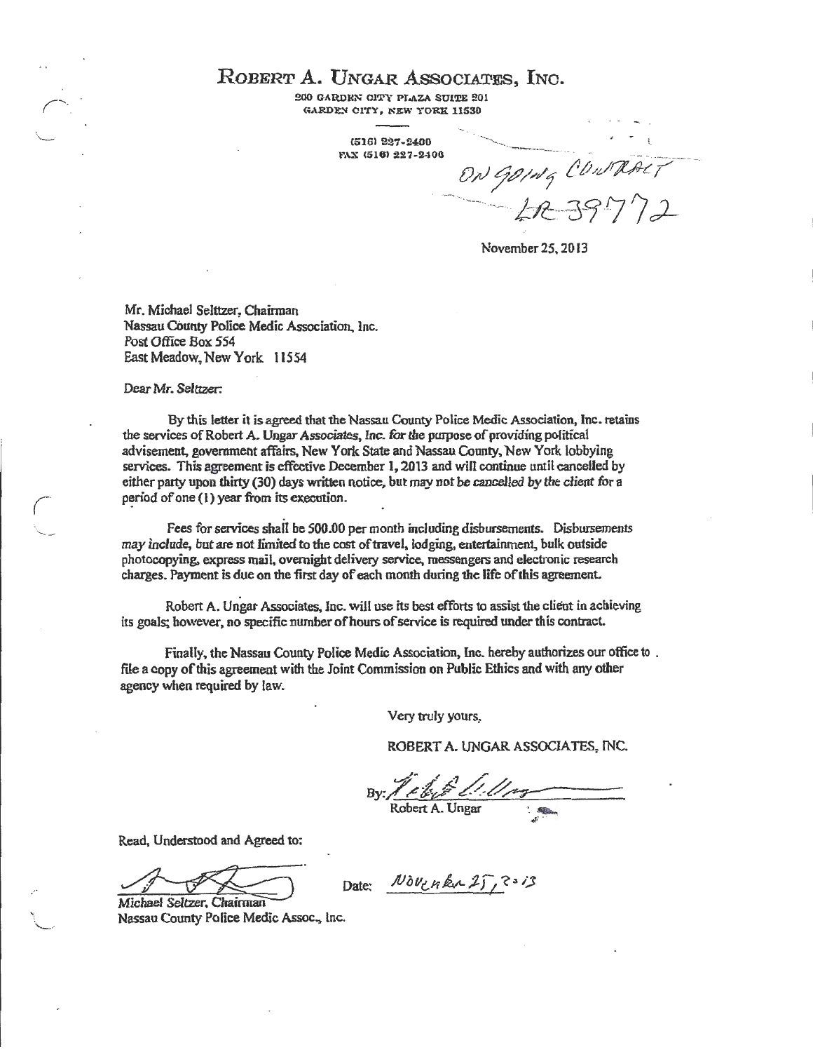# ROBERT A. UNGAR ASSOCIATES, INC.

200 GARDEN CITY PLAZA SUITE 201
GARDEN CITY, NEW YORK 11530

(516) 227-2400
FAX (516) 227-2406

ON GOING CONTRACT
LR-39772

November 25, 2013

Mr. Michael Selttzer, Chairman
Nassau County Police Medic Association, Inc.
Post Office Box 554
East Meadow, New York 11554

Dear Mr. Selttzer:

By this letter it is agreed that the Nassau County Police Medic Association, Inc. retains the services of Robert A. Ungar Associates, Inc. for the purpose of providing political advisement, government affairs, New York State and Nassau County, New York lobbying services. This agreement is effective December 1, 2013 and will continue until cancelled by either party upon thirty (30) days written notice, but may not be cancelled by the client for a period of one (1) year from its execution.

Fees for services shall be 500.00 per month including disbursements. Disbursements may include, but are not limited to the cost of travel, lodging, entertainment, bulk outside photocopying, express mail, overnight delivery service, messengers and electronic research charges. Payment is due on the first day of each month during the life of this agreement.

Robert A. Ungar Associates, Inc. will use its best efforts to assist the client in achieving its goals; however, no specific number of hours of service is required under this contract.

Finally, the Nassau County Police Medic Association, Inc. hereby authorizes our office to file a copy of this agreement with the Joint Commission on Public Ethics and with any other agency when required by law.

Very truly yours,

ROBERT A. UNGAR ASSOCIATES, INC.

By: _______________
Robert A. Ungar

Read, Understood and Agreed to:

_______________
Michael Seltzer, Chairman
Nassau County Police Medic Assoc., Inc.

Date: November 25, 2013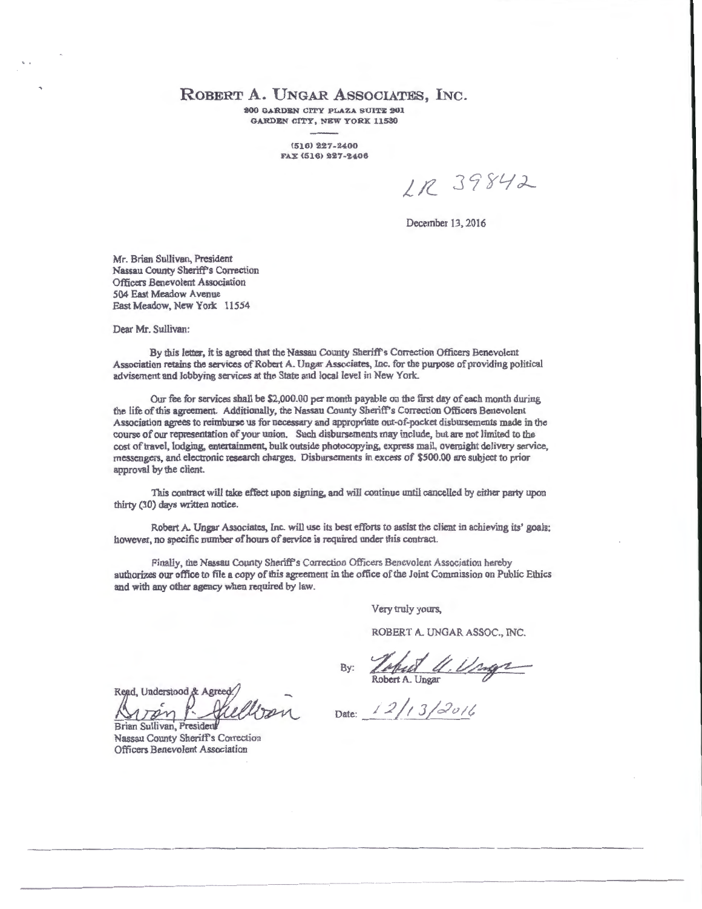# ROBERT A. UNGAR ASSOCIATES, INC.

200 GARDEN CITY PLAZA SUITE 201
GARDEN CITY, NEW YORK 11530

(516) 227-2400
FAX (516) 227-2406

LR 39842

December 13, 2016

Mr. Brian Sullivan, President
Nassau County Sheriff's Correction
Officers Benevolent Association
504 East Meadow Avenue
East Meadow, New York 11554

Dear Mr. Sullivan:

By this letter, it is agreed that the Nassau County Sheriff's Correction Officers Benevolent Association retains the services of Robert A. Ungar Associates, Inc. for the purpose of providing political advisement and lobbying services at the State and local level in New York.

Our fee for services shall be $2,000.00 per month payable on the first day of each month during the life of this agreement. Additionally, the Nassau County Sheriff's Correction Officers Benevolent Association agrees to reimburse us for necessary and appropriate out-of-pocket disbursements made in the course of our representation of your union. Such disbursements may include, but are not limited to the cost of travel, lodging, entertainment, bulk outside photocopying, express mail, overnight delivery service, messengers, and electronic research charges. Disbursements in excess of $500.00 are subject to prior approval by the client.

This contract will take effect upon signing, and will continue until cancelled by either party upon thirty (30) days written notice.

Robert A. Ungar Associates, Inc. will use its best efforts to assist the client in achieving its' goals; however, no specific number of hours of service is required under this contract.

Finally, the Nassau County Sheriff's Correction Officers Benevolent Association hereby authorizes our office to file a copy of this agreement in the office of the Joint Commission on Public Ethics and with any other agency when required by law.

Very truly yours,

ROBERT A. UNGAR ASSOC., INC.

By: Robert A. Ungar
Robert A. Ungar

Date: 12/13/2016

Read, Understood & Agreed:

Brian P. Sullivan
Brian Sullivan, President
Nassau County Sheriff's Correction
Officers Benevolent Association